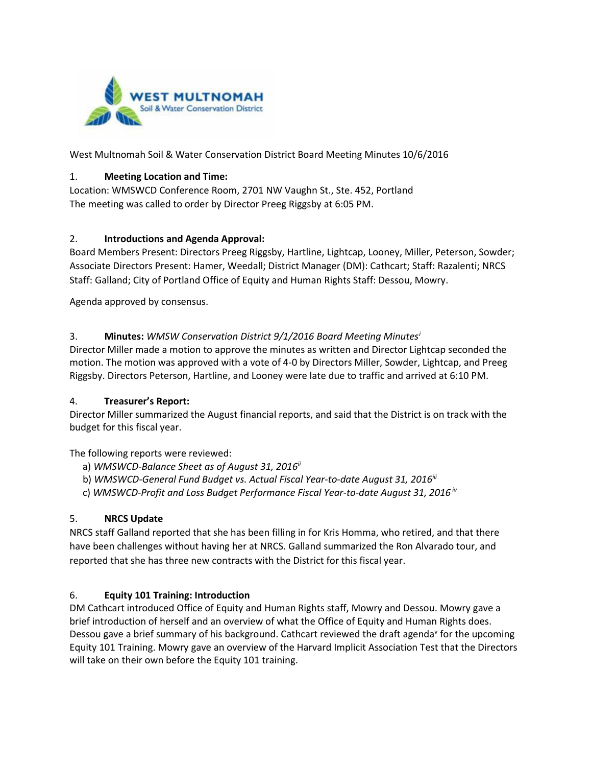WEST MULTNOMAH
Soil & Water Conservation District

West Multnomah Soil & Water Conservation District Board Meeting Minutes 10/6/2016

1. **Meeting Location and Time:**

Location: WMSWCD Conference Room, 2701 NW Vaughn St., Ste. 452, Portland
The meeting was called to order by Director Preeg Riggsby at 6:05 PM.

2. **Introductions and Agenda Approval:**

Board Members Present: Directors Preeg Riggsby, Hartline, Lightcap, Looney, Miller, Peterson, Sowder; Associate Directors Present: Hamer, Weedall; District Manager (DM): Cathcart; Staff: Razalenti; NRCS Staff: Galland; City of Portland Office of Equity and Human Rights Staff: Dessou, Mowry.

Agenda approved by consensus.

3. **Minutes:** *WMSW Conservation District 9/1/2016 Board Meeting Minutes*[i]

Director Miller made a motion to approve the minutes as written and Director Lightcap seconded the motion. The motion was approved with a vote of 4-0 by Directors Miller, Sowder, Lightcap, and Preeg Riggsby. Directors Peterson, Hartline, and Looney were late due to traffic and arrived at 6:10 PM.

4. **Treasurer's Report:**

Director Miller summarized the August financial reports, and said that the District is on track with the budget for this fiscal year.

The following reports were reviewed:

a) *WMSWCD-Balance Sheet as of August 31, 2016*[ii]
b) *WMSWCD-General Fund Budget vs. Actual Fiscal Year-to-date August 31, 2016*[iii]
c) *WMSWCD-Profit and Loss Budget Performance Fiscal Year-to-date August 31, 2016*[iv]

5. **NRCS Update**

NRCS staff Galland reported that she has been filling in for Kris Homma, who retired, and that there have been challenges without having her at NRCS. Galland summarized the Ron Alvarado tour, and reported that she has three new contracts with the District for this fiscal year.

6. **Equity 101 Training: Introduction**

DM Cathcart introduced Office of Equity and Human Rights staff, Mowry and Dessou. Mowry gave a brief introduction of herself and an overview of what the Office of Equity and Human Rights does. Dessou gave a brief summary of his background. Cathcart reviewed the draft agenda[v] for the upcoming Equity 101 Training. Mowry gave an overview of the Harvard Implicit Association Test that the Directors will take on their own before the Equity 101 training.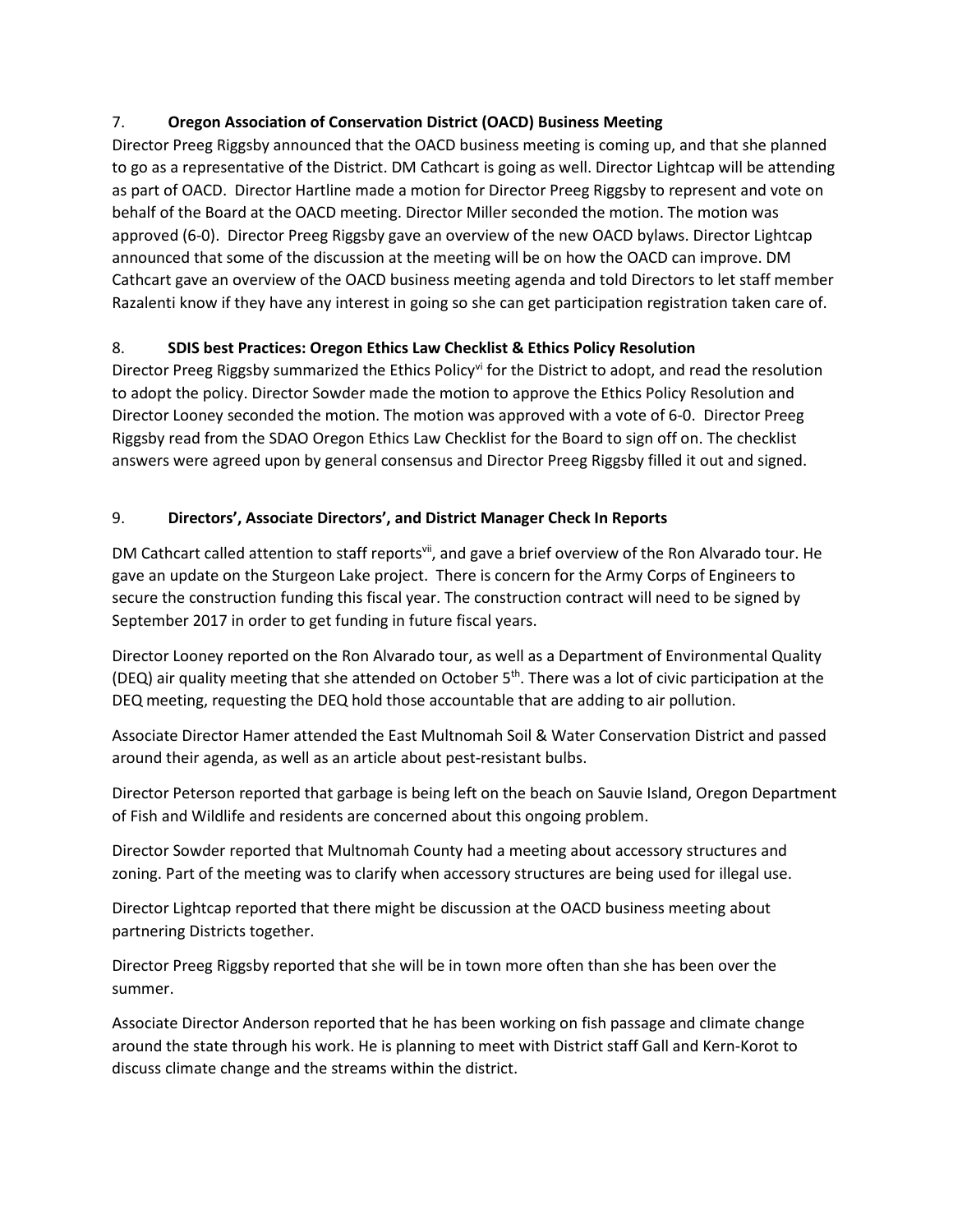## 7. **Oregon Association of Conservation District (OACD) Business Meeting**

Director Preeg Riggsby announced that the OACD business meeting is coming up, and that she planned to go as a representative of the District. DM Cathcart is going as well. Director Lightcap will be attending as part of OACD. Director Hartline made a motion for Director Preeg Riggsby to represent and vote on behalf of the Board at the OACD meeting. Director Miller seconded the motion. The motion was approved (6-0). Director Preeg Riggsby gave an overview of the new OACD bylaws. Director Lightcap announced that some of the discussion at the meeting will be on how the OACD can improve. DM Cathcart gave an overview of the OACD business meeting agenda and told Directors to let staff member Razalenti know if they have any interest in going so she can get participation registration taken care of.

## 8. **SDIS best Practices: Oregon Ethics Law Checklist & Ethics Policy Resolution**

Director Preeg Riggsby summarized the Ethics Policy[vi] for the District to adopt, and read the resolution to adopt the policy. Director Sowder made the motion to approve the Ethics Policy Resolution and Director Looney seconded the motion. The motion was approved with a vote of 6-0. Director Preeg Riggsby read from the SDAO Oregon Ethics Law Checklist for the Board to sign off on. The checklist answers were agreed upon by general consensus and Director Preeg Riggsby filled it out and signed.

## 9. **Directors', Associate Directors', and District Manager Check In Reports**

DM Cathcart called attention to staff reports[vii], and gave a brief overview of the Ron Alvarado tour. He gave an update on the Sturgeon Lake project. There is concern for the Army Corps of Engineers to secure the construction funding this fiscal year. The construction contract will need to be signed by September 2017 in order to get funding in future fiscal years.

Director Looney reported on the Ron Alvarado tour, as well as a Department of Environmental Quality (DEQ) air quality meeting that she attended on October 5th. There was a lot of civic participation at the DEQ meeting, requesting the DEQ hold those accountable that are adding to air pollution.

Associate Director Hamer attended the East Multnomah Soil & Water Conservation District and passed around their agenda, as well as an article about pest-resistant bulbs.

Director Peterson reported that garbage is being left on the beach on Sauvie Island, Oregon Department of Fish and Wildlife and residents are concerned about this ongoing problem.

Director Sowder reported that Multnomah County had a meeting about accessory structures and zoning. Part of the meeting was to clarify when accessory structures are being used for illegal use.

Director Lightcap reported that there might be discussion at the OACD business meeting about partnering Districts together.

Director Preeg Riggsby reported that she will be in town more often than she has been over the summer.

Associate Director Anderson reported that he has been working on fish passage and climate change around the state through his work. He is planning to meet with District staff Gall and Kern-Korot to discuss climate change and the streams within the district.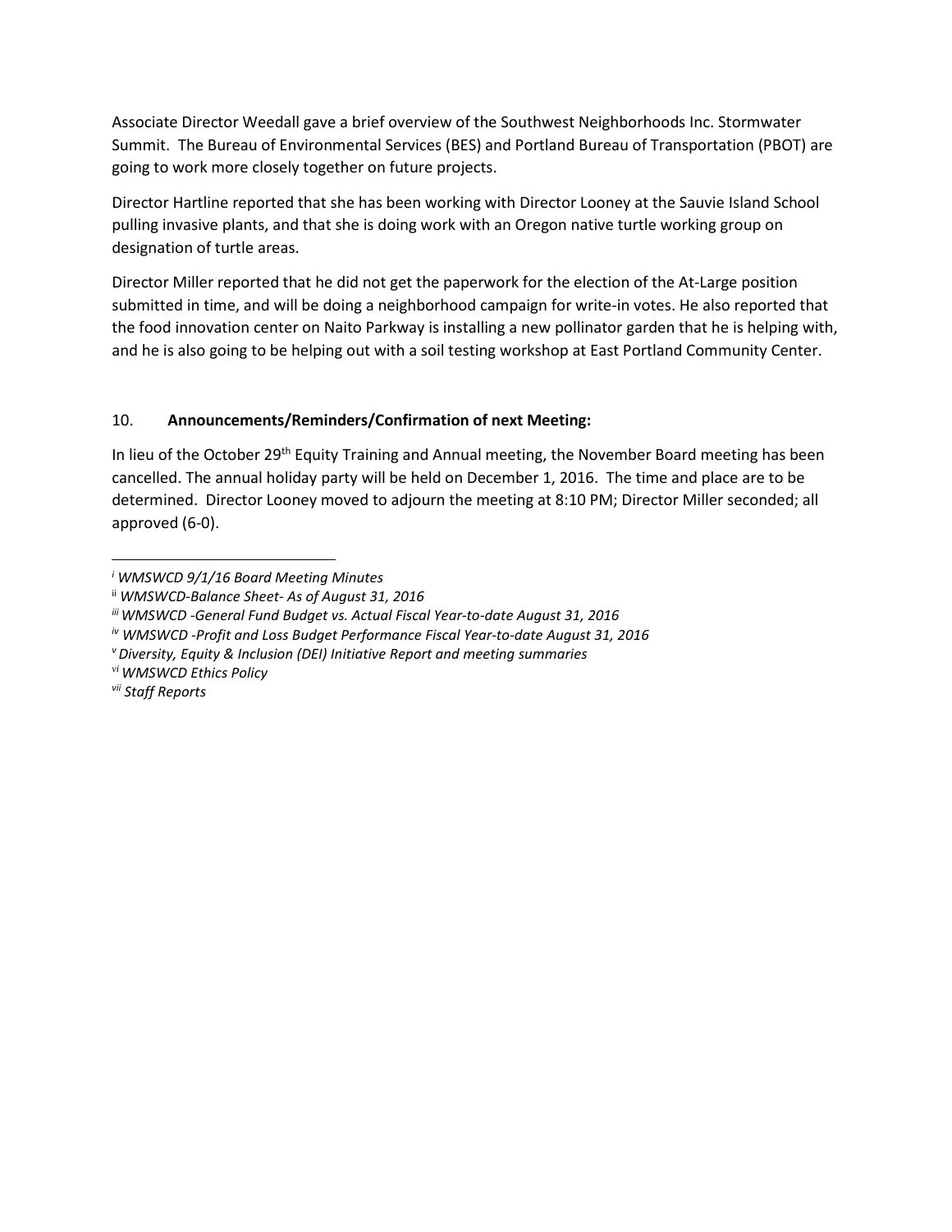Associate Director Weedall gave a brief overview of the Southwest Neighborhoods Inc. Stormwater Summit. The Bureau of Environmental Services (BES) and Portland Bureau of Transportation (PBOT) are going to work more closely together on future projects.

Director Hartline reported that she has been working with Director Looney at the Sauvie Island School pulling invasive plants, and that she is doing work with an Oregon native turtle working group on designation of turtle areas.

Director Miller reported that he did not get the paperwork for the election of the At-Large position submitted in time, and will be doing a neighborhood campaign for write-in votes. He also reported that the food innovation center on Naito Parkway is installing a new pollinator garden that he is helping with, and he is also going to be helping out with a soil testing workshop at East Portland Community Center.

10. **Announcements/Reminders/Confirmation of next Meeting:**

In lieu of the October 29th Equity Training and Annual meeting, the November Board meeting has been cancelled. The annual holiday party will be held on December 1, 2016. The time and place are to be determined. Director Looney moved to adjourn the meeting at 8:10 PM; Director Miller seconded; all approved (6-0).

---

[i] *WMSWCD 9/1/16 Board Meeting Minutes*

[ii] *WMSWCD-Balance Sheet- As of August 31, 2016*

[iii] *WMSWCD -General Fund Budget vs. Actual Fiscal Year-to-date August 31, 2016*

[iv] *WMSWCD -Profit and Loss Budget Performance Fiscal Year-to-date August 31, 2016*

[v] *Diversity, Equity & Inclusion (DEI) Initiative Report and meeting summaries*

[vi] *WMSWCD Ethics Policy*

[vii] *Staff Reports*